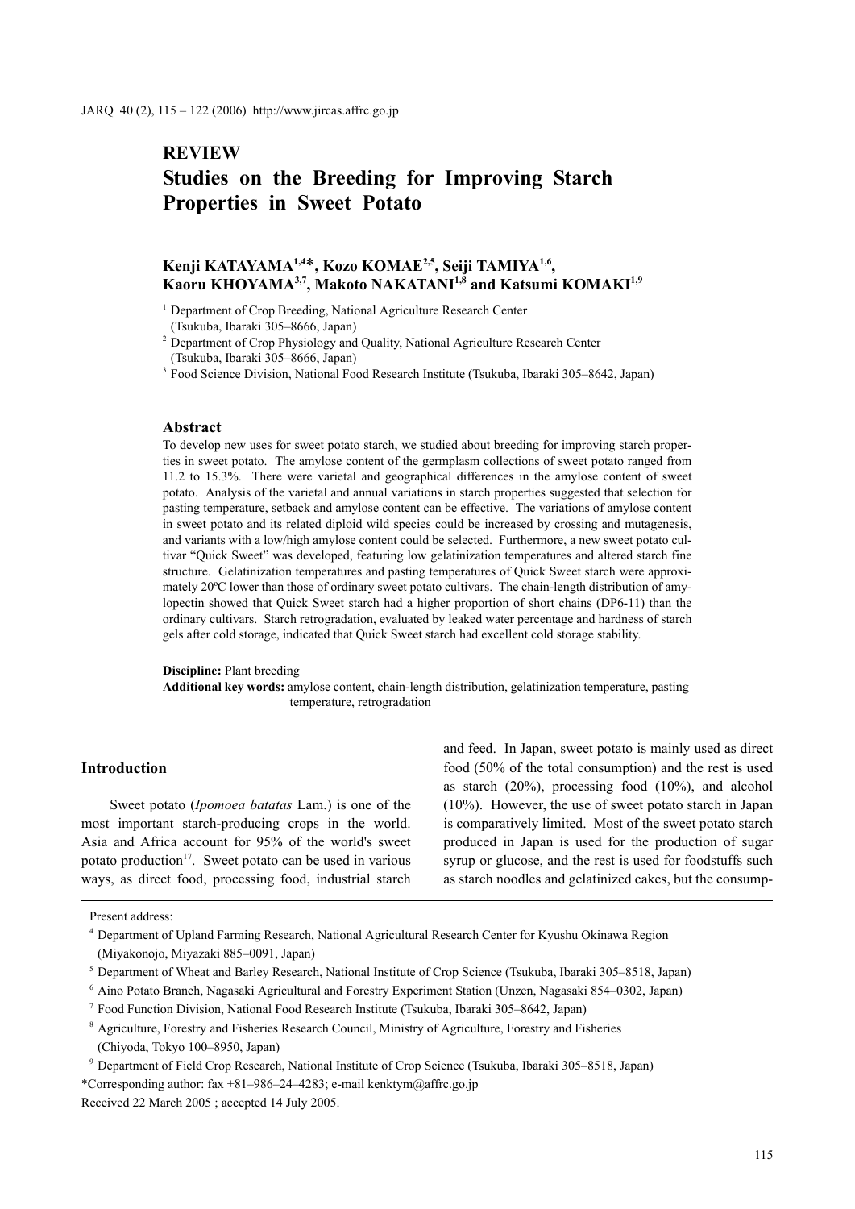REVIEW

# Studies on the Breeding for Improving Starch Properties in Sweet Potato

**Kenji KATAYAMA[1,4]*, Kozo KOMAE[2,5], Seiji TAMIYA[1,6], Kaoru KHOYAMA[3,7], Makoto NAKATANI[1,8] and Katsumi KOMAKI[1,9]**

[1] Department of Crop Breeding, National Agriculture Research Center (Tsukuba, Ibaraki 305–8666, Japan)

[2] Department of Crop Physiology and Quality, National Agriculture Research Center (Tsukuba, Ibaraki 305–8666, Japan)

[3] Food Science Division, National Food Research Institute (Tsukuba, Ibaraki 305–8642, Japan)

## Abstract

To develop new uses for sweet potato starch, we studied about breeding for improving starch properties in sweet potato. The amylose content of the germplasm collections of sweet potato ranged from 11.2 to 15.3%. There were varietal and geographical differences in the amylose content of sweet potato. Analysis of the varietal and annual variations in starch properties suggested that selection for pasting temperature, setback and amylose content can be effective. The variations of amylose content in sweet potato and its related diploid wild species could be increased by crossing and mutagenesis, and variants with a low/high amylose content could be selected. Furthermore, a new sweet potato cultivar "Quick Sweet" was developed, featuring low gelatinization temperatures and altered starch fine structure. Gelatinization temperatures and pasting temperatures of Quick Sweet starch were approximately 20ºC lower than those of ordinary sweet potato cultivars. The chain-length distribution of amylopectin showed that Quick Sweet starch had a higher proportion of short chains (DP6-11) than the ordinary cultivars. Starch retrogradation, evaluated by leaked water percentage and hardness of starch gels after cold storage, indicated that Quick Sweet starch had excellent cold storage stability.

**Discipline:** Plant breeding
**Additional key words:** amylose content, chain-length distribution, gelatinization temperature, pasting temperature, retrogradation

## Introduction

Sweet potato (*Ipomoea batatas* Lam.) is one of the most important starch-producing crops in the world. Asia and Africa account for 95% of the world's sweet potato production[17]. Sweet potato can be used in various ways, as direct food, processing food, industrial starch and feed. In Japan, sweet potato is mainly used as direct food (50% of the total consumption) and the rest is used as starch (20%), processing food (10%), and alcohol (10%). However, the use of sweet potato starch in Japan is comparatively limited. Most of the sweet potato starch produced in Japan is used for the production of sugar syrup or glucose, and the rest is used for foodstuffs such as starch noodles and gelatinized cakes, but the consump-

Present address:

[4] Department of Upland Farming Research, National Agricultural Research Center for Kyushu Okinawa Region (Miyakonojo, Miyazaki 885–0091, Japan)

[5] Department of Wheat and Barley Research, National Institute of Crop Science (Tsukuba, Ibaraki 305–8518, Japan)

[6] Aino Potato Branch, Nagasaki Agricultural and Forestry Experiment Station (Unzen, Nagasaki 854–0302, Japan)

[7] Food Function Division, National Food Research Institute (Tsukuba, Ibaraki 305–8642, Japan)

[8] Agriculture, Forestry and Fisheries Research Council, Ministry of Agriculture, Forestry and Fisheries (Chiyoda, Tokyo 100–8950, Japan)

[9] Department of Field Crop Research, National Institute of Crop Science (Tsukuba, Ibaraki 305–8518, Japan)

*Corresponding author: fax +81–986–24–4283; e-mail kenktym@affrc.go.jp

Received 22 March 2005 ; accepted 14 July 2005.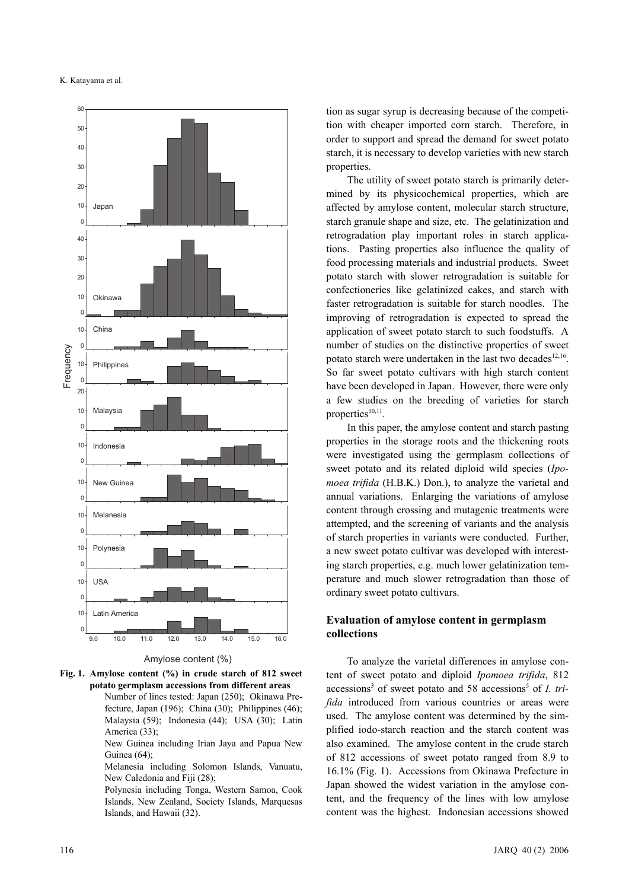60
50
40
30
20
10
0
Japan

40
30
20
10
0
Okinawa

10
0
China

10
0
Philippines

20
10
0
Malaysia

10
0
Indonesia

10
0
New Guinea

10
0
Melanesia

10
0
Polynesia

10
0
USA

10
0
Latin America

9.0 10.0 11.0 12.0 13.0 14.0 15.0 16.0

Frequency

Amylose content (%)

**Fig. 1. Amylose content (%) in crude starch of 812 sweet potato germplasm accessions from different areas**

Number of lines tested: Japan (250); Okinawa Prefecture, Japan (196); China (30); Philippines (46); Malaysia (59); Indonesia (44); USA (30); Latin America (33);

New Guinea including Irian Jaya and Papua New Guinea (64);

Melanesia including Solomon Islands, Vanuatu, New Caledonia and Fiji (28);

Polynesia including Tonga, Western Samoa, Cook Islands, New Zealand, Society Islands, Marquesas Islands, and Hawaii (32).

tion as sugar syrup is decreasing because of the competition with cheaper imported corn starch. Therefore, in order to support and spread the demand for sweet potato starch, it is necessary to develop varieties with new starch properties.

The utility of sweet potato starch is primarily determined by its physicochemical properties, which are affected by amylose content, molecular starch structure, starch granule shape and size, etc. The gelatinization and retrogradation play important roles in starch applications. Pasting properties also influence the quality of food processing materials and industrial products. Sweet potato starch with slower retrogradation is suitable for confectioneries like gelatinized cakes, and starch with faster retrogradation is suitable for starch noodles. The improving of retrogradation is expected to spread the application of sweet potato starch to such foodstuffs. A number of studies on the distinctive properties of sweet potato starch were undertaken in the last two decades[12,16]. So far sweet potato cultivars with high starch content have been developed in Japan. However, there were only a few studies on the breeding of varieties for starch properties[10,11].

In this paper, the amylose content and starch pasting properties in the storage roots and the thickening roots were investigated using the germplasm collections of sweet potato and its related diploid wild species (*Ipomoea trifida* (H.B.K.) Don.), to analyze the varietal and annual variations. Enlarging the variations of amylose content through crossing and mutagenic treatments were attempted, and the screening of variants and the analysis of starch properties in variants were conducted. Further, a new sweet potato cultivar was developed with interesting starch properties, e.g. much lower gelatinization temperature and much slower retrogradation than those of ordinary sweet potato cultivars.

## Evaluation of amylose content in germplasm collections

To analyze the varietal differences in amylose content of sweet potato and diploid *Ipomoea trifida*, 812 accessions[3] of sweet potato and 58 accessions[5] of *I. trifida* introduced from various countries or areas were used. The amylose content was determined by the simplified iodo-starch reaction and the starch content was also examined. The amylose content in the crude starch of 812 accessions of sweet potato ranged from 8.9 to 16.1% (Fig. 1). Accessions from Okinawa Prefecture in Japan showed the widest variation in the amylose content, and the frequency of the lines with low amylose content was the highest. Indonesian accessions showed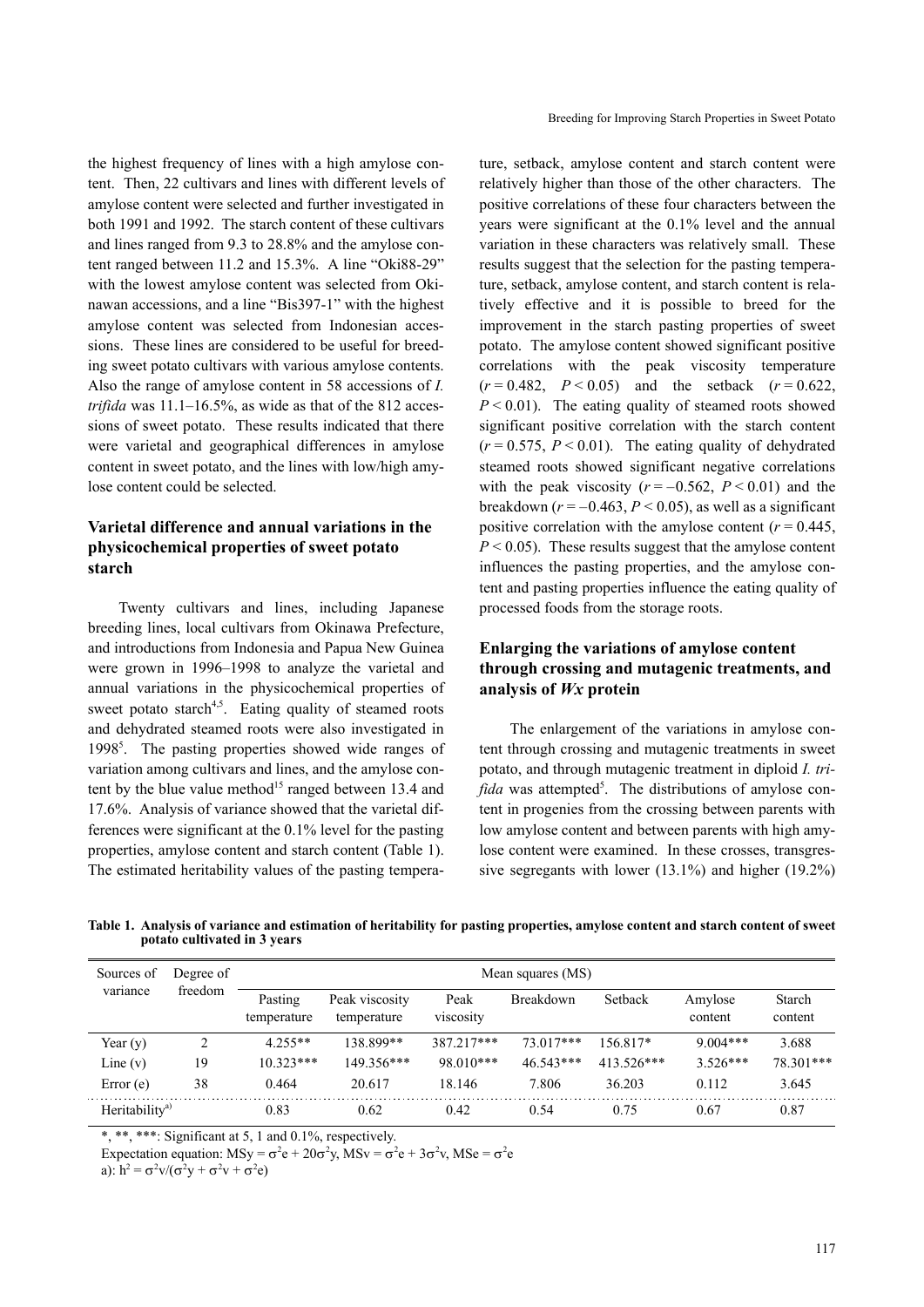the highest frequency of lines with a high amylose content. Then, 22 cultivars and lines with different levels of amylose content were selected and further investigated in both 1991 and 1992. The starch content of these cultivars and lines ranged from 9.3 to 28.8% and the amylose content ranged between 11.2 and 15.3%. A line "Oki88-29" with the lowest amylose content was selected from Okinawan accessions, and a line "Bis397-1" with the highest amylose content was selected from Indonesian accessions. These lines are considered to be useful for breeding sweet potato cultivars with various amylose contents. Also the range of amylose content in 58 accessions of *I. trifida* was 11.1–16.5%, as wide as that of the 812 accessions of sweet potato. These results indicated that there were varietal and geographical differences in amylose content in sweet potato, and the lines with low/high amylose content could be selected.

## Varietal difference and annual variations in the physicochemical properties of sweet potato starch

Twenty cultivars and lines, including Japanese breeding lines, local cultivars from Okinawa Prefecture, and introductions from Indonesia and Papua New Guinea were grown in 1996–1998 to analyze the varietal and annual variations in the physicochemical properties of sweet potato starch[4,5]. Eating quality of steamed roots and dehydrated steamed roots were also investigated in 1998[5]. The pasting properties showed wide ranges of variation among cultivars and lines, and the amylose content by the blue value method[15] ranged between 13.4 and 17.6%. Analysis of variance showed that the varietal differences were significant at the 0.1% level for the pasting properties, amylose content and starch content (Table 1). The estimated heritability values of the pasting temperature, setback, amylose content and starch content were relatively higher than those of the other characters. The positive correlations of these four characters between the years were significant at the 0.1% level and the annual variation in these characters was relatively small. These results suggest that the selection for the pasting temperature, setback, amylose content, and starch content is relatively effective and it is possible to breed for the improvement in the starch pasting properties of sweet potato. The amylose content showed significant positive correlations with the peak viscosity temperature ($r = 0.482$, $P < 0.05$) and the setback ($r = 0.622$, $P < 0.01$). The eating quality of steamed roots showed significant positive correlation with the starch content ($r = 0.575$, $P < 0.01$). The eating quality of dehydrated steamed roots showed significant negative correlations with the peak viscosity ($r = -0.562$, $P < 0.01$) and the breakdown ($r = -0.463$, $P < 0.05$), as well as a significant positive correlation with the amylose content ($r = 0.445$, $P < 0.05$). These results suggest that the amylose content influences the pasting properties, and the amylose content and pasting properties influence the eating quality of processed foods from the storage roots.

## Enlarging the variations of amylose content through crossing and mutagenic treatments, and analysis of *Wx* protein

The enlargement of the variations in amylose content through crossing and mutagenic treatments in sweet potato, and through mutagenic treatment in diploid *I. trifida* was attempted[5]. The distributions of amylose content in progenies from the crossing between parents with low amylose content and between parents with high amylose content were examined. In these crosses, transgressive segregants with lower (13.1%) and higher (19.2%)

**Table 1. Analysis of variance and estimation of heritability for pasting properties, amylose content and starch content of sweet potato cultivated in 3 years**

| Sources of variance | Degree of freedom | Mean squares (MS) | | | | | | |
|---|---|---|---|---|---|---|---|---|
| | | Pasting temperature | Peak viscosity temperature | Peak viscosity | Breakdown | Setback | Amylose content | Starch content |
| Year (y) | 2 | 4.255** | 138.899** | 387.217*** | 73.017*** | 156.817* | 9.004*** | 3.688 |
| Line (v) | 19 | 10.323*** | 149.356*** | 98.010*** | 46.543*** | 413.526*** | 3.526*** | 78.301*** |
| Error (e) | 38 | 0.464 | 20.617 | 18.146 | 7.806 | 36.203 | 0.112 | 3.645 |
| Heritability[a] | | 0.83 | 0.62 | 0.42 | 0.54 | 0.75 | 0.67 | 0.87 |

*, **, ***: Significant at 5, 1 and 0.1%, respectively.

Expectation equation: $MSy = \sigma^2e + 20\sigma^2y$, $MSv = \sigma^2e + 3\sigma^2v$, $MSe = \sigma^2e$

a): $h^2 = \sigma^2v/(\sigma^2y + \sigma^2v + \sigma^2e)$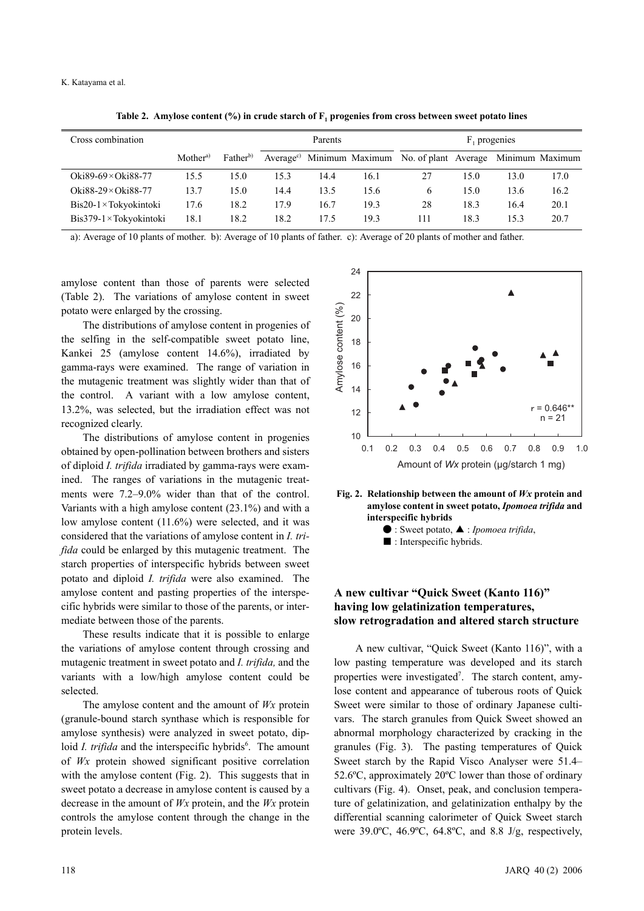**Table 2. Amylose content (%) in crude starch of $F_1$ progenies from cross between sweet potato lines**

| Cross combination | Parents | | | | | $F_1$ progenies | | | |
|---|---|---|---|---|---|---|---|---|---|
| | Mother[a)] | Father[b)] | Average[c)] | Minimum | Maximum | No. of plant | Average | Minimum | Maximum |
| Oki89-69×Oki88-77 | 15.5 | 15.0 | 15.3 | 14.4 | 16.1 | 27 | 15.0 | 13.0 | 17.0 |
| Oki88-29×Oki88-77 | 13.7 | 15.0 | 14.4 | 13.5 | 15.6 | 6 | 15.0 | 13.6 | 16.2 |
| Bis20-1×Tokyokintoki | 17.6 | 18.2 | 17.9 | 16.7 | 19.3 | 28 | 18.3 | 16.4 | 20.1 |
| Bis379-1×Tokyokintoki | 18.1 | 18.2 | 18.2 | 17.5 | 19.3 | 111 | 18.3 | 15.3 | 20.7 |

a): Average of 10 plants of mother. b): Average of 10 plants of father. c): Average of 20 plants of mother and father.

amylose content than those of parents were selected (Table 2). The variations of amylose content in sweet potato were enlarged by the crossing.

The distributions of amylose content in progenies of the selfing in the self-compatible sweet potato line, Kankei 25 (amylose content 14.6%), irradiated by gamma-rays were examined. The range of variation in the mutagenic treatment was slightly wider than that of the control. A variant with a low amylose content, 13.2%, was selected, but the irradiation effect was not recognized clearly.

The distributions of amylose content in progenies obtained by open-pollination between brothers and sisters of diploid *I. trifida* irradiated by gamma-rays were examined. The ranges of variations in the mutagenic treatments were 7.2–9.0% wider than that of the control. Variants with a high amylose content (23.1%) and with a low amylose content (11.6%) were selected, and it was considered that the variations of amylose content in *I. trifida* could be enlarged by this mutagenic treatment. The starch properties of interspecific hybrids between sweet potato and diploid *I. trifida* were also examined. The amylose content and pasting properties of the interspecific hybrids were similar to those of the parents, or intermediate between those of the parents.

These results indicate that it is possible to enlarge the variations of amylose content through crossing and mutagenic treatment in sweet potato and *I. trifida,* and the variants with a low/high amylose content could be selected.

The amylose content and the amount of *Wx* protein (granule-bound starch synthase which is responsible for amylose synthesis) were analyzed in sweet potato, diploid *I. trifida* and the interspecific hybrids[6]. The amount of *Wx* protein showed significant positive correlation with the amylose content (Fig. 2). This suggests that in sweet potato a decrease in amylose content is caused by a decrease in the amount of *Wx* protein, and the *Wx* protein controls the amylose content through the change in the protein levels.

Amylose content (%)
24
22
20
18
16
14
12
10
0.1 0.2 0.3 0.4 0.5 0.6 0.7 0.8 0.9 1.0
Amount of *Wx* protein (µg/starch 1 mg)
r = 0.646**
n = 21

**Fig. 2. Relationship between the amount of *Wx* protein and amylose content in sweet potato, *Ipomoea trifida* and interspecific hybrids**

●: Sweet potato, ▲: *Ipomoea trifida*,
■: Interspecific hybrids.

## A new cultivar "Quick Sweet (Kanto 116)" having low gelatinization temperatures, slow retrogradation and altered starch structure

A new cultivar, "Quick Sweet (Kanto 116)", with a low pasting temperature was developed and its starch properties were investigated[7]. The starch content, amylose content and appearance of tuberous roots of Quick Sweet were similar to those of ordinary Japanese cultivars. The starch granules from Quick Sweet showed an abnormal morphology characterized by cracking in the granules (Fig. 3). The pasting temperatures of Quick Sweet starch by the Rapid Visco Analyser were 51.4–52.6ºC, approximately 20ºC lower than those of ordinary cultivars (Fig. 4). Onset, peak, and conclusion temperature of gelatinization, and gelatinization enthalpy by the differential scanning calorimeter of Quick Sweet starch were 39.0ºC, 46.9ºC, 64.8ºC, and 8.8 J/g, respectively,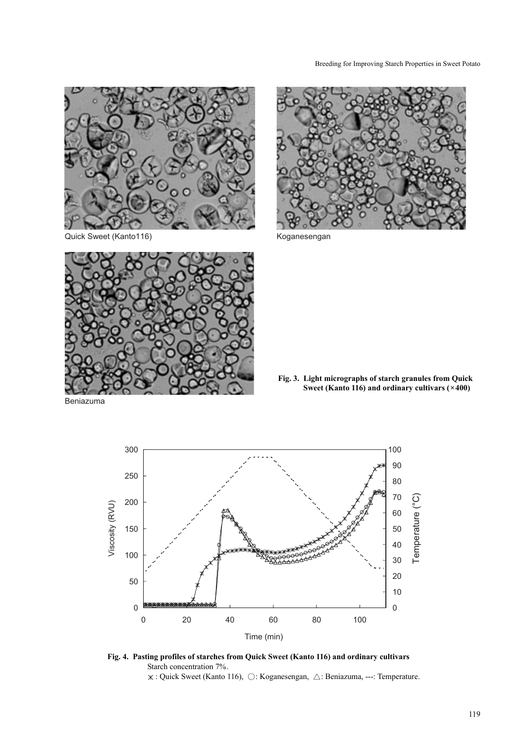Quick Sweet (Kanto116)

Koganesengan

Beniazuma

**Fig. 3. Light micrographs of starch granules from Quick Sweet (Kanto 116) and ordinary cultivars (×400)**

300
250
200
150
100
50
0

Viscosity (RVU)

100
90
80
70
60
50
40
30
20
10
0

Temperature (°C)

0
20
40
60
80
100

Time (min)

**Fig. 4. Pasting profiles of starches from Quick Sweet (Kanto 116) and ordinary cultivars**

Starch concentration 7%.

⨯ : Quick Sweet (Kanto 116), ○: Koganesengan, △: Beniazuma, ---: Temperature.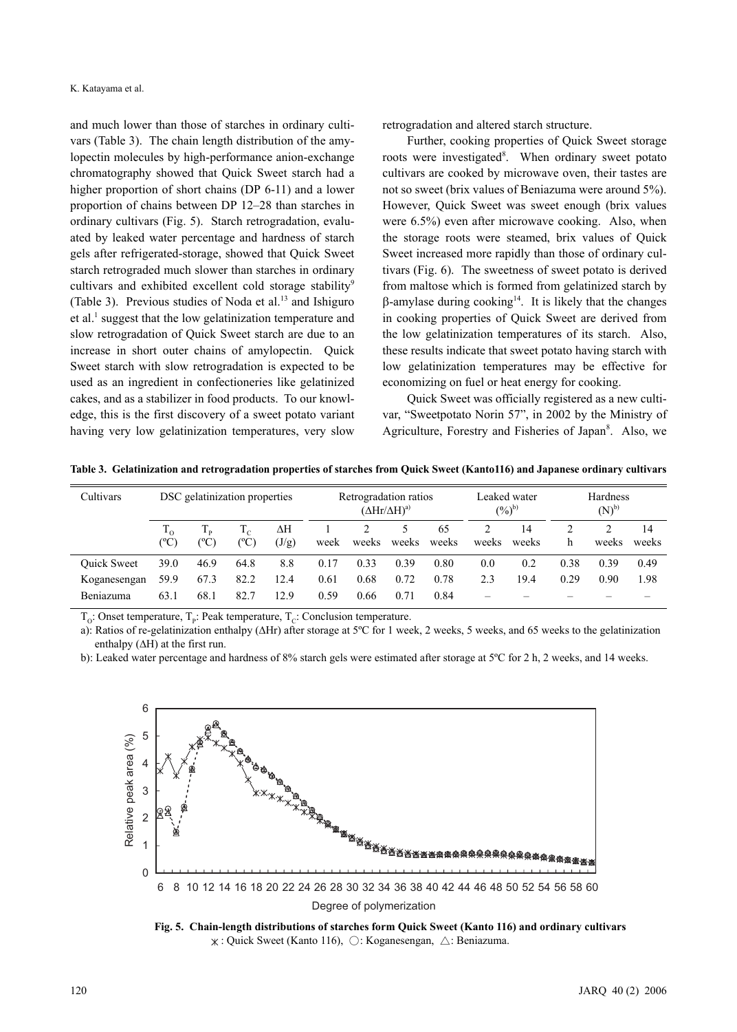and much lower than those of starches in ordinary cultivars (Table 3). The chain length distribution of the amylopectin molecules by high-performance anion-exchange chromatography showed that Quick Sweet starch had a higher proportion of short chains (DP 6-11) and a lower proportion of chains between DP 12–28 than starches in ordinary cultivars (Fig. 5). Starch retrogradation, evaluated by leaked water percentage and hardness of starch gels after refrigerated-storage, showed that Quick Sweet starch retrograded much slower than starches in ordinary cultivars and exhibited excellent cold storage stability[9] (Table 3). Previous studies of Noda et al.[13] and Ishiguro et al.[1] suggest that the low gelatinization temperature and slow retrogradation of Quick Sweet starch are due to an increase in short outer chains of amylopectin. Quick Sweet starch with slow retrogradation is expected to be used as an ingredient in confectioneries like gelatinized cakes, and as a stabilizer in food products. To our knowledge, this is the first discovery of a sweet potato variant having very low gelatinization temperatures, very slow retrogradation and altered starch structure.

Further, cooking properties of Quick Sweet storage roots were investigated[8]. When ordinary sweet potato cultivars are cooked by microwave oven, their tastes are not so sweet (brix values of Beniazuma were around 5%). However, Quick Sweet was sweet enough (brix values were 6.5%) even after microwave cooking. Also, when the storage roots were steamed, brix values of Quick Sweet increased more rapidly than those of ordinary cultivars (Fig. 6). The sweetness of sweet potato is derived from maltose which is formed from gelatinized starch by β-amylase during cooking[14]. It is likely that the changes in cooking properties of Quick Sweet are derived from the low gelatinization temperatures of its starch. Also, these results indicate that sweet potato having starch with low gelatinization temperatures may be effective for economizing on fuel or heat energy for cooking.

Quick Sweet was officially registered as a new cultivar, "Sweetpotato Norin 57", in 2002 by the Ministry of Agriculture, Forestry and Fisheries of Japan[8]. Also, we

**Table 3. Gelatinization and retrogradation properties of starches from Quick Sweet (Kanto116) and Japanese ordinary cultivars**

| Cultivars | DSC gelatinization properties | | | | Retrogradation ratios ($\Delta Hr/\Delta H$)[a)] | | | | Leaked water (%)[b)] | | Hardness (N)[b)] | | |
|---|---|---|---|---|---|---|---|---|---|---|---|---|---|
| | $T_O$ (ºC) | $T_P$ (ºC) | $T_C$ (ºC) | $\Delta H$ (J/g) | 1 week | 2 weeks | 5 weeks | 65 weeks | 2 weeks | 14 weeks | 2 h | 2 weeks | 14 weeks |
| Quick Sweet | 39.0 | 46.9 | 64.8 | 8.8 | 0.17 | 0.33 | 0.39 | 0.80 | 0.0 | 0.2 | 0.38 | 0.39 | 0.49 |
| Koganesengan | 59.9 | 67.3 | 82.2 | 12.4 | 0.61 | 0.68 | 0.72 | 0.78 | 2.3 | 19.4 | 0.29 | 0.90 | 1.98 |
| Beniazuma | 63.1 | 68.1 | 82.7 | 12.9 | 0.59 | 0.66 | 0.71 | 0.84 | – | – | – | – | – |

$T_O$: Onset temperature, $T_P$: Peak temperature, $T_C$: Conclusion temperature.

a): Ratios of re-gelatinization enthalpy ($\Delta Hr$) after storage at 5ºC for 1 week, 2 weeks, 5 weeks, and 65 weeks to the gelatinization enthalpy ($\Delta H$) at the first run.

b): Leaked water percentage and hardness of 8% starch gels were estimated after storage at 5ºC for 2 h, 2 weeks, and 14 weeks.

Relative peak area (%)

6
5
4
3
2
1
0

6 8 10 12 14 16 18 20 22 24 26 28 30 32 34 36 38 40 42 44 46 48 50 52 54 56 58 60

Degree of polymerization

**Fig. 5. Chain-length distributions of starches form Quick Sweet (Kanto 116) and ordinary cultivars**
⋇: Quick Sweet (Kanto 116), ○: Koganesengan, △: Beniazuma.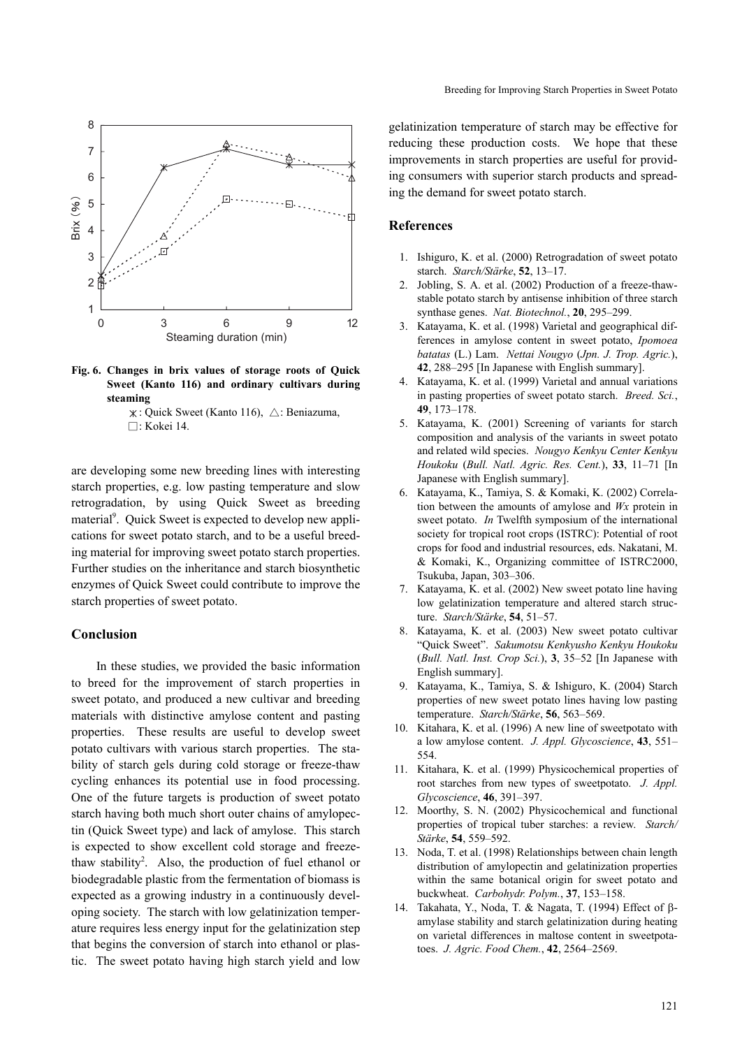8
7
6
5
4
3
2
1
Brix (%)
0
3
6
9
12
Steaming duration (min)

**Fig. 6. Changes in brix values of storage roots of Quick Sweet (Kanto 116) and ordinary cultivars during steaming**

⚹: Quick Sweet (Kanto 116), △: Beniazuma, □: Kokei 14.

are developing some new breeding lines with interesting starch properties, e.g. low pasting temperature and slow retrogradation, by using Quick Sweet as breeding material[9]. Quick Sweet is expected to develop new applications for sweet potato starch, and to be a useful breeding material for improving sweet potato starch properties. Further studies on the inheritance and starch biosynthetic enzymes of Quick Sweet could contribute to improve the starch properties of sweet potato.

## Conclusion

In these studies, we provided the basic information to breed for the improvement of starch properties in sweet potato, and produced a new cultivar and breeding materials with distinctive amylose content and pasting properties. These results are useful to develop sweet potato cultivars with various starch properties. The stability of starch gels during cold storage or freeze-thaw cycling enhances its potential use in food processing. One of the future targets is production of sweet potato starch having both much short outer chains of amylopectin (Quick Sweet type) and lack of amylose. This starch is expected to show excellent cold storage and freeze-thaw stability[2]. Also, the production of fuel ethanol or biodegradable plastic from the fermentation of biomass is expected as a growing industry in a continuously developing society. The starch with low gelatinization temperature requires less energy input for the gelatinization step that begins the conversion of starch into ethanol or plastic. The sweet potato having high starch yield and low gelatinization temperature of starch may be effective for reducing these production costs. We hope that these improvements in starch properties are useful for providing consumers with superior starch products and spreading the demand for sweet potato starch.

## References

1. Ishiguro, K. et al. (2000) Retrogradation of sweet potato starch. *Starch/Stärke*, **52**, 13–17.
2. Jobling, S. A. et al. (2002) Production of a freeze-thaw-stable potato starch by antisense inhibition of three starch synthase genes. *Nat. Biotechnol.*, **20**, 295–299.
3. Katayama, K. et al. (1998) Varietal and geographical differences in amylose content in sweet potato, *Ipomoea batatas* (L.) Lam. *Nettai Nougyo* (*Jpn. J. Trop. Agric.*), **42**, 288–295 [In Japanese with English summary].
4. Katayama, K. et al. (1999) Varietal and annual variations in pasting properties of sweet potato starch. *Breed. Sci.*, **49**, 173–178.
5. Katayama, K. (2001) Screening of variants for starch composition and analysis of the variants in sweet potato and related wild species. *Nougyo Kenkyu Center Kenkyu Houkoku* (*Bull. Natl. Agric. Res. Cent.*), **33**, 11–71 [In Japanese with English summary].
6. Katayama, K., Tamiya, S. & Komaki, K. (2002) Correlation between the amounts of amylose and *Wx* protein in sweet potato. *In* Twelfth symposium of the international society for tropical root crops (ISTRC): Potential of root crops for food and industrial resources, eds. Nakatani, M. & Komaki, K., Organizing committee of ISTRC2000, Tsukuba, Japan, 303–306.
7. Katayama, K. et al. (2002) New sweet potato line having low gelatinization temperature and altered starch structure. *Starch/Stärke*, **54**, 51–57.
8. Katayama, K. et al. (2003) New sweet potato cultivar "Quick Sweet". *Sakumotsu Kenkyusho Kenkyu Houkoku* (*Bull. Natl. Inst. Crop Sci.*), **3**, 35–52 [In Japanese with English summary].
9. Katayama, K., Tamiya, S. & Ishiguro, K. (2004) Starch properties of new sweet potato lines having low pasting temperature. *Starch/Stärke*, **56**, 563–569.
10. Kitahara, K. et al. (1996) A new line of sweetpotato with a low amylose content. *J. Appl. Glycoscience*, **43**, 551–554.
11. Kitahara, K. et al. (1999) Physicochemical properties of root starches from new types of sweetpotato. *J. Appl. Glycoscience*, **46**, 391–397.
12. Moorthy, S. N. (2002) Physicochemical and functional properties of tropical tuber starches: a review. *Starch/Stärke*, **54**, 559–592.
13. Noda, T. et al. (1998) Relationships between chain length distribution of amylopectin and gelatinization properties within the same botanical origin for sweet potato and buckwheat. *Carbohydr. Polym.*, **37**, 153–158.
14. Takahata, Y., Noda, T. & Nagata, T. (1994) Effect of β-amylase stability and starch gelatinization during heating on varietal differences in maltose content in sweetpotatoes. *J. Agric. Food Chem.*, **42**, 2564–2569.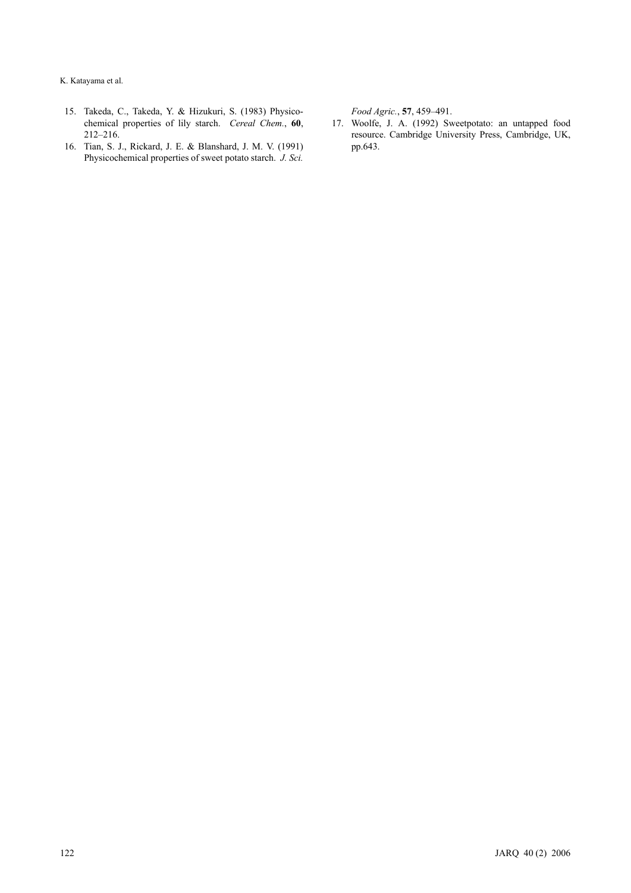15. Takeda, C., Takeda, Y. & Hizukuri, S. (1983) Physicochemical properties of lily starch. *Cereal Chem.*, **60**, 212–216.
16. Tian, S. J., Rickard, J. E. & Blanshard, J. M. V. (1991) Physicochemical properties of sweet potato starch. *J. Sci. Food Agric.*, **57**, 459–491.
17. Woolfe, J. A. (1992) Sweetpotato: an untapped food resource. Cambridge University Press, Cambridge, UK, pp.643.